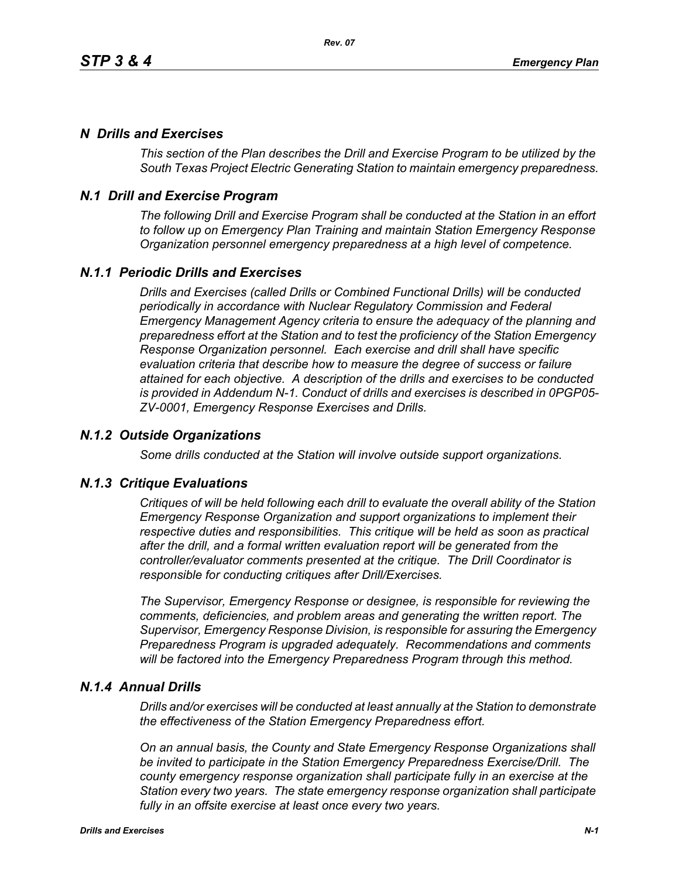# *N Drills and Exercises*

*This section of the Plan describes the Drill and Exercise Program to be utilized by the South Texas Project Electric Generating Station to maintain emergency preparedness.*

## *N.1 Drill and Exercise Program*

*The following Drill and Exercise Program shall be conducted at the Station in an effort to follow up on Emergency Plan Training and maintain Station Emergency Response Organization personnel emergency preparedness at a high level of competence.*

### *N.1.1 Periodic Drills and Exercises*

*Drills and Exercises (called Drills or Combined Functional Drills) will be conducted periodically in accordance with Nuclear Regulatory Commission and Federal Emergency Management Agency criteria to ensure the adequacy of the planning and preparedness effort at the Station and to test the proficiency of the Station Emergency Response Organization personnel. Each exercise and drill shall have specific evaluation criteria that describe how to measure the degree of success or failure attained for each objective. A description of the drills and exercises to be conducted is provided in Addendum N-1. Conduct of drills and exercises is described in 0PGP05-ZV-0001, Emergency Response Exercises and Drills.*

### *N.1.2 Outside Organizations*

*Some drills conducted at the Station will involve outside support organizations.*

### *N.1.3 Critique Evaluations*

*Critiques of will be held following each drill to evaluate the overall ability of the Station Emergency Response Organization and support organizations to implement their respective duties and responsibilities. This critique will be held as soon as practical after the drill, and a formal written evaluation report will be generated from the controller/evaluator comments presented at the critique. The Drill Coordinator is responsible for conducting critiques after Drill/Exercises.*

*The Supervisor, Emergency Response or designee, is responsible for reviewing the comments, deficiencies, and problem areas and generating the written report. The Supervisor, Emergency Response Division, is responsible for assuring the Emergency Preparedness Program is upgraded adequately. Recommendations and comments will be factored into the Emergency Preparedness Program through this method.*

### *N.1.4 Annual Drills*

*Drills and/or exercises will be conducted at least annually at the Station to demonstrate the effectiveness of the Station Emergency Preparedness effort.*

*On an annual basis, the County and State Emergency Response Organizations shall be invited to participate in the Station Emergency Preparedness Exercise/Drill. The county emergency response organization shall participate fully in an exercise at the Station every two years. The state emergency response organization shall participate fully in an offsite exercise at least once every two years.*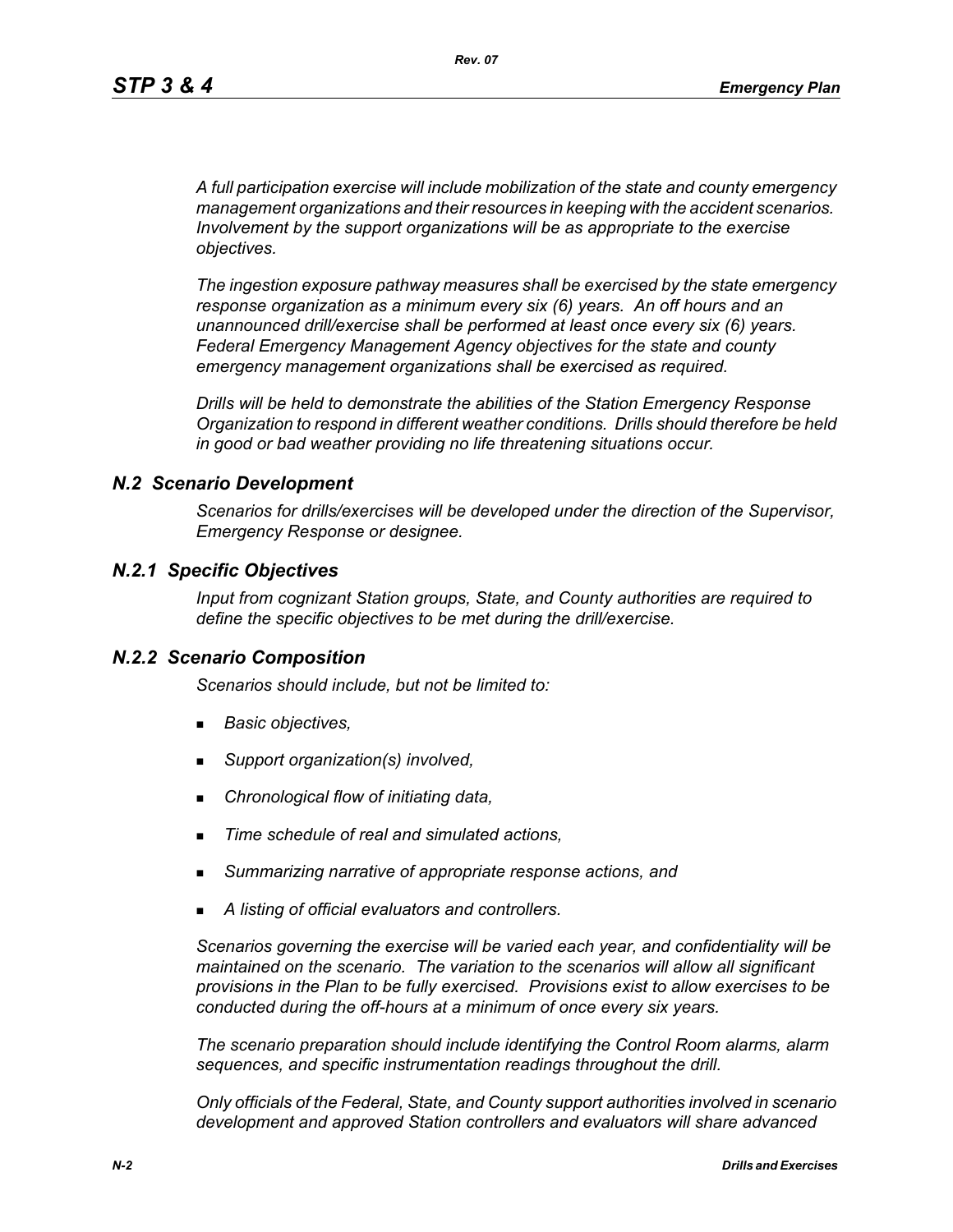*A full participation exercise will include mobilization of the state and county emergency management organizations and their resources in keeping with the accident scenarios. Involvement by the support organizations will be as appropriate to the exercise objectives.*

*The ingestion exposure pathway measures shall be exercised by the state emergency response organization as a minimum every six (6) years. An off hours and an unannounced drill/exercise shall be performed at least once every six (6) years. Federal Emergency Management Agency objectives for the state and county emergency management organizations shall be exercised as required.*

*Drills will be held to demonstrate the abilities of the Station Emergency Response Organization to respond in different weather conditions. Drills should therefore be held in good or bad weather providing no life threatening situations occur.*

## *N.2 Scenario Development*

*Scenarios for drills/exercises will be developed under the direction of the Supervisor, Emergency Response or designee.*

### *N.2.1 Specific Objectives*

*Input from cognizant Station groups, State, and County authorities are required to define the specific objectives to be met during the drill/exercise.*

### *N.2.2 Scenario Composition*

*Scenarios should include, but not be limited to:*

- *Basic objectives,*
- *Support organization(s) involved,*
- *Chronological flow of initiating data,*
- *Time schedule of real and simulated actions,*
- *Summarizing narrative of appropriate response actions, and*
- *A listing of official evaluators and controllers.*

*Scenarios governing the exercise will be varied each year, and confidentiality will be maintained on the scenario. The variation to the scenarios will allow all significant provisions in the Plan to be fully exercised. Provisions exist to allow exercises to be conducted during the off-hours at a minimum of once every six years.*

*The scenario preparation should include identifying the Control Room alarms, alarm sequences, and specific instrumentation readings throughout the drill.*

*Only officials of the Federal, State, and County support authorities involved in scenario development and approved Station controllers and evaluators will share advanced*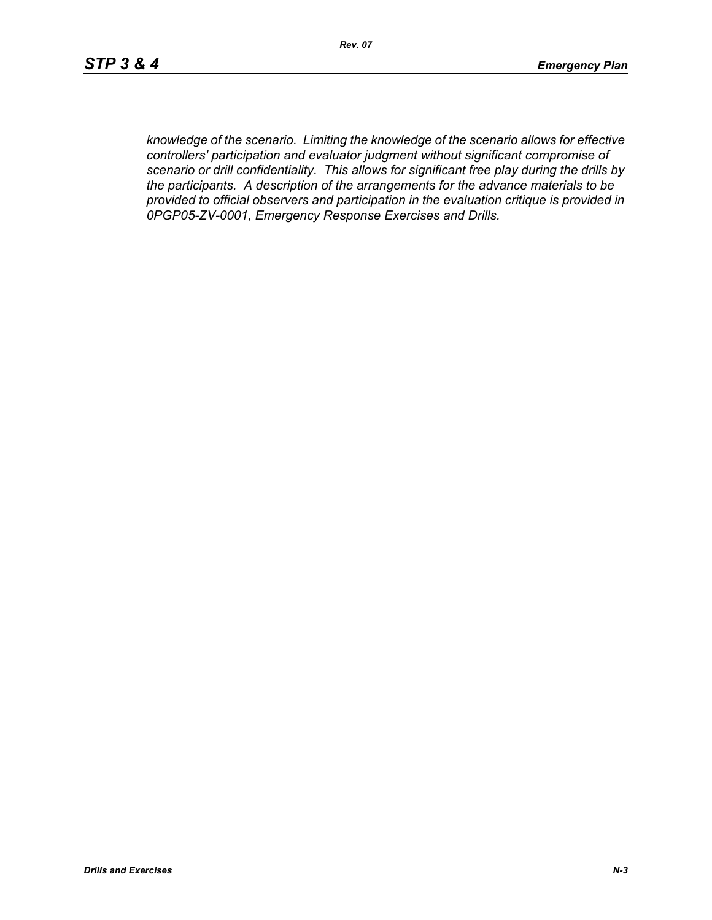*knowledge of the scenario. Limiting the knowledge of the scenario allows for effective controllers' participation and evaluator judgment without significant compromise of scenario or drill confidentiality. This allows for significant free play during the drills by the participants. A description of the arrangements for the advance materials to be provided to official observers and participation in the evaluation critique is provided in 0PGP05-ZV-0001, Emergency Response Exercises and Drills.*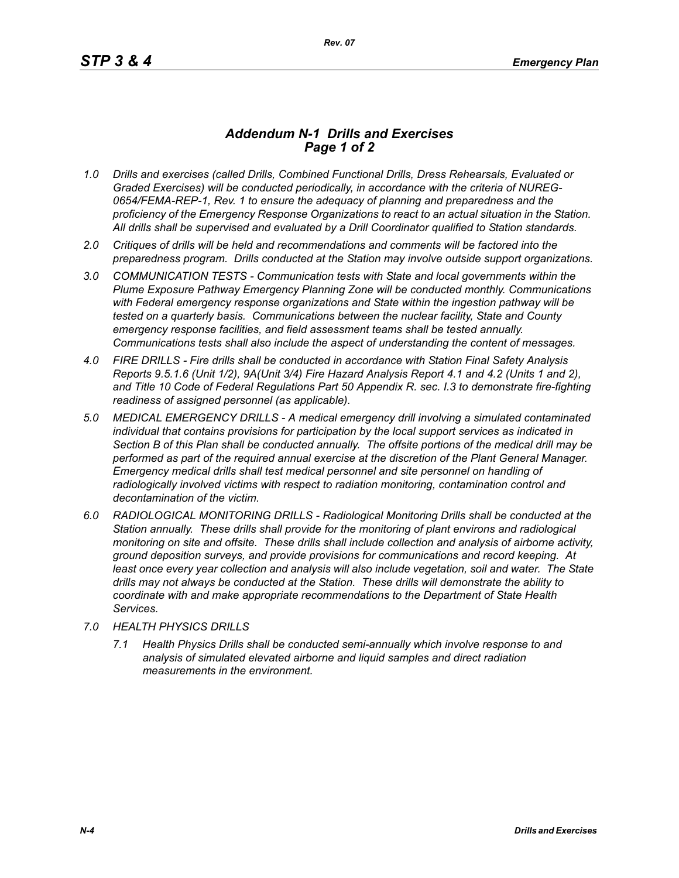# *Addendum N-1 Drills and Exercises*
## *Page 1 of 2*

*1.0 Drills and exercises (called Drills, Combined Functional Drills, Dress Rehearsals, Evaluated or Graded Exercises) will be conducted periodically, in accordance with the criteria of NUREG-0654/FEMA-REP-1, Rev. 1 to ensure the adequacy of planning and preparedness and the proficiency of the Emergency Response Organizations to react to an actual situation in the Station. All drills shall be supervised and evaluated by a Drill Coordinator qualified to Station standards.*

*2.0 Critiques of drills will be held and recommendations and comments will be factored into the preparedness program. Drills conducted at the Station may involve outside support organizations.*

*3.0 COMMUNICATION TESTS - Communication tests with State and local governments within the Plume Exposure Pathway Emergency Planning Zone will be conducted monthly. Communications with Federal emergency response organizations and State within the ingestion pathway will be tested on a quarterly basis. Communications between the nuclear facility, State and County emergency response facilities, and field assessment teams shall be tested annually. Communications tests shall also include the aspect of understanding the content of messages.*

*4.0 FIRE DRILLS - Fire drills shall be conducted in accordance with Station Final Safety Analysis Reports 9.5.1.6 (Unit 1/2), 9A(Unit 3/4) Fire Hazard Analysis Report 4.1 and 4.2 (Units 1 and 2), and Title 10 Code of Federal Regulations Part 50 Appendix R. sec. I.3 to demonstrate fire-fighting readiness of assigned personnel (as applicable).*

*5.0 MEDICAL EMERGENCY DRILLS - A medical emergency drill involving a simulated contaminated individual that contains provisions for participation by the local support services as indicated in Section B of this Plan shall be conducted annually. The offsite portions of the medical drill may be performed as part of the required annual exercise at the discretion of the Plant General Manager. Emergency medical drills shall test medical personnel and site personnel on handling of radiologically involved victims with respect to radiation monitoring, contamination control and decontamination of the victim.*

*6.0 RADIOLOGICAL MONITORING DRILLS - Radiological Monitoring Drills shall be conducted at the Station annually. These drills shall provide for the monitoring of plant environs and radiological monitoring on site and offsite. These drills shall include collection and analysis of airborne activity, ground deposition surveys, and provide provisions for communications and record keeping. At least once every year collection and analysis will also include vegetation, soil and water. The State drills may not always be conducted at the Station. These drills will demonstrate the ability to coordinate with and make appropriate recommendations to the Department of State Health Services.*

*7.0 HEALTH PHYSICS DRILLS*

*7.1 Health Physics Drills shall be conducted semi-annually which involve response to and analysis of simulated elevated airborne and liquid samples and direct radiation measurements in the environment.*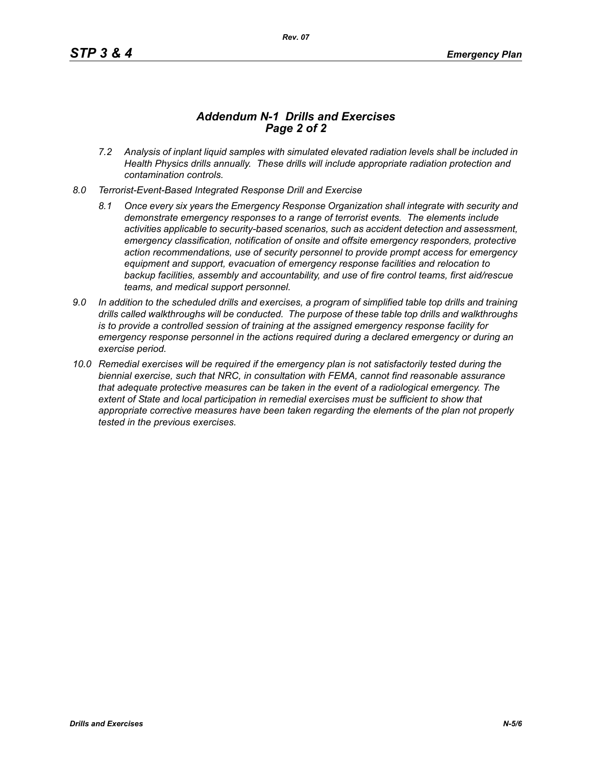## *Addendum N-1 Drills and Exercises*
## *Page 2 of 2*

*7.2 Analysis of inplant liquid samples with simulated elevated radiation levels shall be included in Health Physics drills annually. These drills will include appropriate radiation protection and contamination controls.*

*8.0 Terrorist-Event-Based Integrated Response Drill and Exercise*

*8.1 Once every six years the Emergency Response Organization shall integrate with security and demonstrate emergency responses to a range of terrorist events. The elements include activities applicable to security-based scenarios, such as accident detection and assessment, emergency classification, notification of onsite and offsite emergency responders, protective action recommendations, use of security personnel to provide prompt access for emergency equipment and support, evacuation of emergency response facilities and relocation to backup facilities, assembly and accountability, and use of fire control teams, first aid/rescue teams, and medical support personnel.*

*9.0 In addition to the scheduled drills and exercises, a program of simplified table top drills and training drills called walkthroughs will be conducted. The purpose of these table top drills and walkthroughs is to provide a controlled session of training at the assigned emergency response facility for emergency response personnel in the actions required during a declared emergency or during an exercise period.*

*10.0 Remedial exercises will be required if the emergency plan is not satisfactorily tested during the biennial exercise, such that NRC, in consultation with FEMA, cannot find reasonable assurance that adequate protective measures can be taken in the event of a radiological emergency. The extent of State and local participation in remedial exercises must be sufficient to show that appropriate corrective measures have been taken regarding the elements of the plan not properly tested in the previous exercises.*